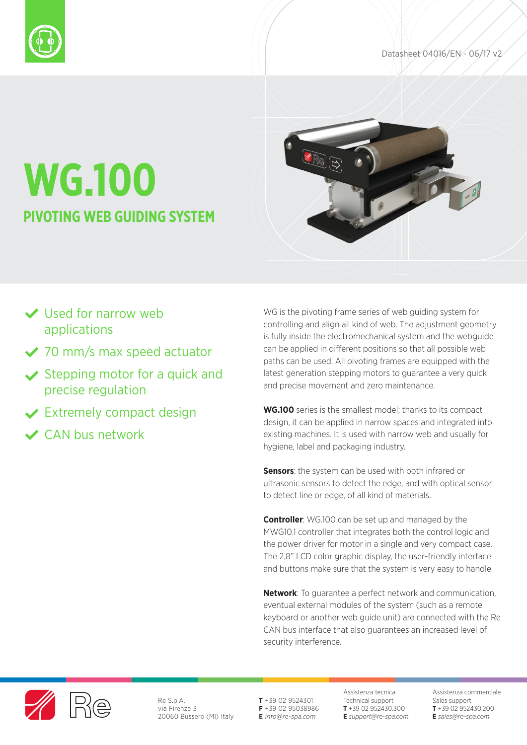Datasheet 04016/EN - 06/17 v2

# WG.100

## PIVOTING WEB GUIDING SYSTEM

- Used for narrow web applications
- 70 mm/s max speed actuator
- Stepping motor for a quick and precise regulation
- Extremely compact design
- CAN bus network

WG is the pivoting frame series of web guiding system for controlling and align all kind of web. The adjustment geometry is fully inside the electromechanical system and the webguide can be applied in different positions so that all possible web paths can be used. All pivoting frames are equipped with the latest generation stepping motors to guarantee a very quick and precise movement and zero maintenance.

**WG.100** series is the smallest model; thanks to its compact design, it can be applied in narrow spaces and integrated into existing machines. It is used with narrow web and usually for hygiene, label and packaging industry.

**Sensors**: the system can be used with both infrared or ultrasonic sensors to detect the edge, and with optical sensor to detect line or edge, of all kind of materials.

**Controller**: WG.100 can be set up and managed by the MWG10.1 controller that integrates both the control logic and the power driver for motor in a single and very compact case. The 2,8'' LCD color graphic display, the user-friendly interface and buttons make sure that the system is very easy to handle.

**Network**: To guarantee a perfect network and communication, eventual external modules of the system (such as a remote keyboard or another web guide unit) are connected with the Re CAN bus interface that also guarantees an increased level of security interference.

Re S.p.A.
via Firenze 3
20060 Bussero (MI) Italy

**T** +39 02 9524301
**F** +39 02 95038986
**E** *info@re-spa.com*

Assistenza tecnica
Technical support
**T** +39 02 952430.300
**E** *support@re-spa.com*

Assistenza commerciale
Sales support
**T** +39 02 952430.200
**E** *sales@re-spa.com*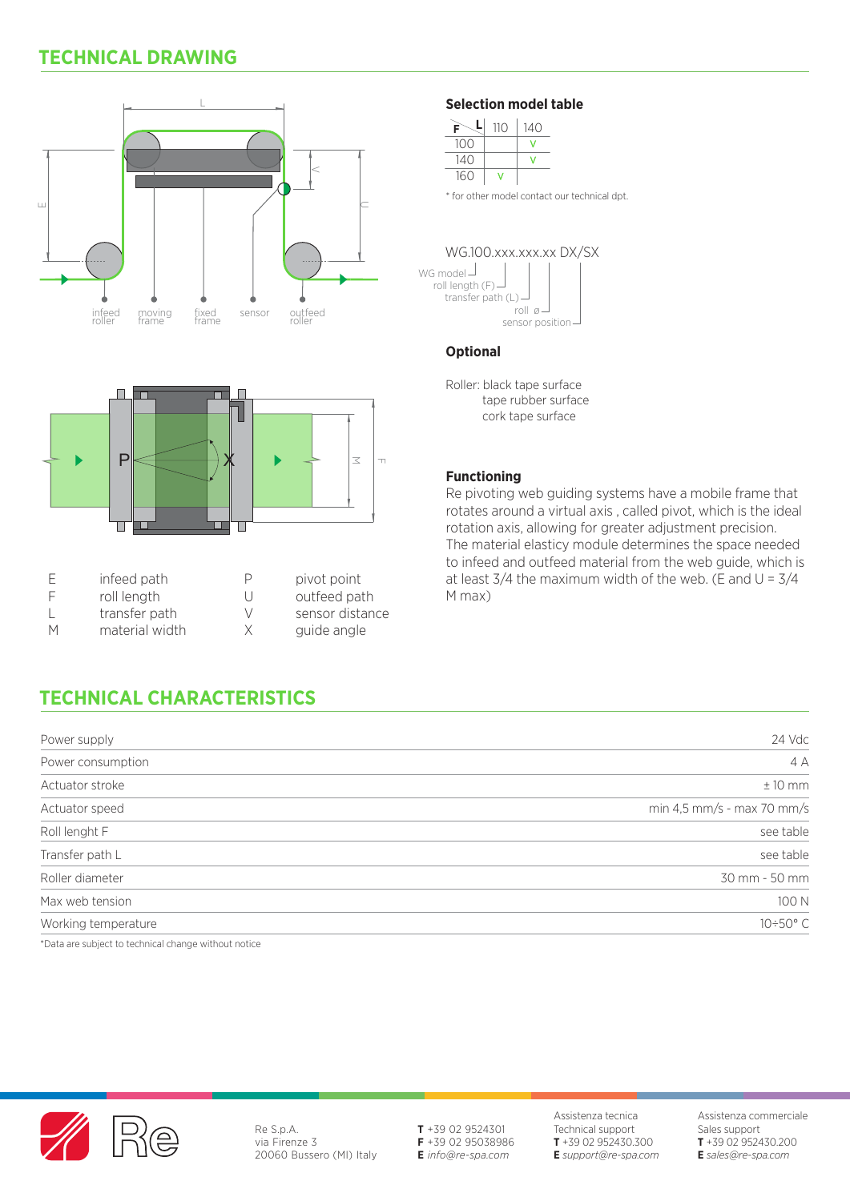## TECHNICAL DRAWING

L

E

V

U

infeed roller

moving frame

fixed frame

sensor

outfeed roller

P

X

M

F

| | | | |
|---|---|---|---|
| E | infeed path | P | pivot point |
| F | roll length | U | outfeed path |
| L | transfer path | V | sensor distance |
| M | material width | X | guide angle |

### Selection model table

| F \ L | 110 | 140 |
|---|---|---|
| 100 | | V |
| 140 | | V |
| 160 | V | |

* for other model contact our technical dpt.

WG.100.xxx.xxx.xx DX/SX

- WG model
- roll length (F)
- transfer path (L)
- roll ø
- sensor position

### Optional

Roller: black tape surface
tape rubber surface
cork tape surface

### Functioning

Re pivoting web guiding systems have a mobile frame that rotates around a virtual axis , called pivot, which is the ideal rotation axis, allowing for greater adjustment precision. The material elasticy module determines the space needed to infeed and outfeed material from the web guide, which is at least 3/4 the maximum width of the web. (E and U = 3/4 M max)

## TECHNICAL CHARACTERISTICS

| | |
|---|---|
| Power supply | 24 Vdc |
| Power consumption | 4 A |
| Actuator stroke | ± 10 mm |
| Actuator speed | min 4,5 mm/s - max 70 mm/s |
| Roll lenght F | see table |
| Transfer path L | see table |
| Roller diameter | 30 mm - 50 mm |
| Max web tension | 100 N |
| Working temperature | 10÷50° C |

*Data are subject to technical change without notice

Re S.p.A.
via Firenze 3
20060 Bussero (MI) Italy

**T** +39 02 9524301
**F** +39 02 95038986
**E** *info@re-spa.com*

Assistenza tecnica
Technical support
**T** +39 02 952430.300
**E** *support@re-spa.com*

Assistenza commerciale
Sales support
**T** +39 02 952430.200
**E** *sales@re-spa.com*